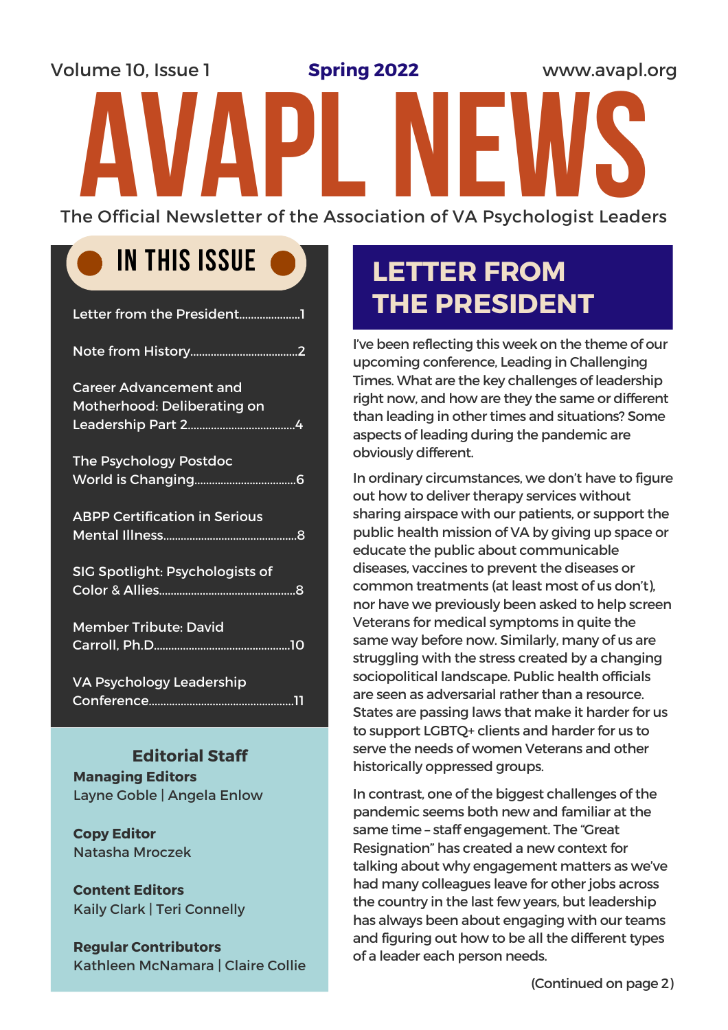Volume 10, Issue 1 **Spring 2022** www.avapl.org

# AVAPL NEWS

The Official Newsletter of the Association of VA Psychologist Leaders

## IN THIS ISSUE

- Letter from the President.....................1
- Note from History.....................................2
- Career Advancement and Motherhood: Deliberating on Leadership Part 2.....................................4
- The Psychology Postdoc World is Changing..................................6
- ABPP Certification in Serious Mental Illness.............................................8
- SIG Spotlight: Psychologists of Color & Allies..............................................8
- Member Tribute: David Carroll, Ph.D..............................................10
- VA Psychology Leadership Conference................................................11

### Editorial Staff

**Managing Editors**
Layne Goble | Angela Enlow

**Copy Editor**
Natasha Mroczek

**Content Editors**
Kaily Clark | Teri Connelly

**Regular Contributors**
Kathleen McNamara | Claire Collie

## LETTER FROM THE PRESIDENT

I've been reflecting this week on the theme of our upcoming conference, Leading in Challenging Times. What are the key challenges of leadership right now, and how are they the same or different than leading in other times and situations? Some aspects of leading during the pandemic are obviously different.

In ordinary circumstances, we don't have to figure out how to deliver therapy services without sharing airspace with our patients, or support the public health mission of VA by giving up space or educate the public about communicable diseases, vaccines to prevent the diseases or common treatments (at least most of us don't), nor have we previously been asked to help screen Veterans for medical symptoms in quite the same way before now. Similarly, many of us are struggling with the stress created by a changing sociopolitical landscape. Public health officials are seen as adversarial rather than a resource. States are passing laws that make it harder for us to support LGBTQ+ clients and harder for us to serve the needs of women Veterans and other historically oppressed groups.

In contrast, one of the biggest challenges of the pandemic seems both new and familiar at the same time – staff engagement. The "Great Resignation" has created a new context for talking about why engagement matters as we've had many colleagues leave for other jobs across the country in the last few years, but leadership has always been about engaging with our teams and figuring out how to be all the different types of a leader each person needs.

(Continued on page 2)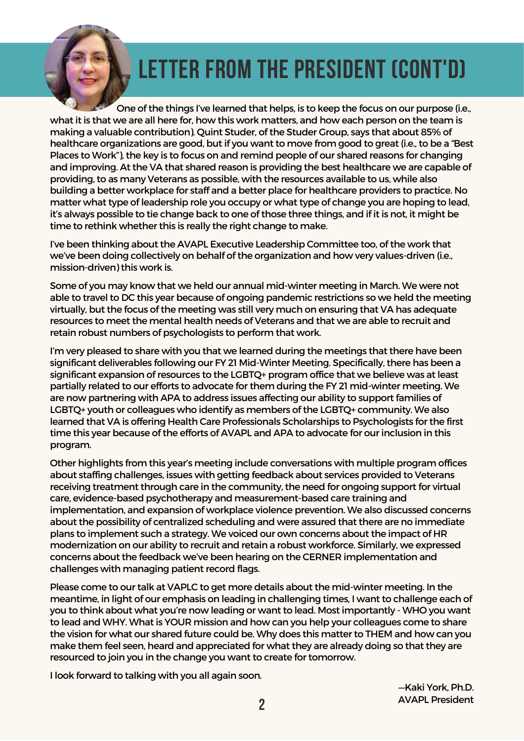# LETTER FROM THE PRESIDENT (CONT'D)

One of the things I've learned that helps, is to keep the focus on our purpose (i.e., what it is that we are all here for, how this work matters, and how each person on the team is making a valuable contribution). Quint Studer, of the Studer Group, says that about 85% of healthcare organizations are good, but if you want to move from good to great (i.e., to be a "Best Places to Work"), the key is to focus on and remind people of our shared reasons for changing and improving. At the VA that shared reason is providing the best healthcare we are capable of providing, to as many Veterans as possible, with the resources available to us, while also building a better workplace for staff and a better place for healthcare providers to practice. No matter what type of leadership role you occupy or what type of change you are hoping to lead, it's always possible to tie change back to one of those three things, and if it is not, it might be time to rethink whether this is really the right change to make.

I've been thinking about the AVAPL Executive Leadership Committee too, of the work that we've been doing collectively on behalf of the organization and how very values-driven (i.e., mission-driven) this work is.

Some of you may know that we held our annual mid-winter meeting in March. We were not able to travel to DC this year because of ongoing pandemic restrictions so we held the meeting virtually, but the focus of the meeting was still very much on ensuring that VA has adequate resources to meet the mental health needs of Veterans and that we are able to recruit and retain robust numbers of psychologists to perform that work.

I'm very pleased to share with you that we learned during the meetings that there have been significant deliverables following our FY 21 Mid-Winter Meeting. Specifically, there has been a significant expansion of resources to the LGBTQ+ program office that we believe was at least partially related to our efforts to advocate for them during the FY 21 mid-winter meeting. We are now partnering with APA to address issues affecting our ability to support families of LGBTQ+ youth or colleagues who identify as members of the LGBTQ+ community. We also learned that VA is offering Health Care Professionals Scholarships to Psychologists for the first time this year because of the efforts of AVAPL and APA to advocate for our inclusion in this program.

Other highlights from this year's meeting include conversations with multiple program offices about staffing challenges, issues with getting feedback about services provided to Veterans receiving treatment through care in the community, the need for ongoing support for virtual care, evidence-based psychotherapy and measurement-based care training and implementation, and expansion of workplace violence prevention. We also discussed concerns about the possibility of centralized scheduling and were assured that there are no immediate plans to implement such a strategy. We voiced our own concerns about the impact of HR modernization on our ability to recruit and retain a robust workforce. Similarly, we expressed concerns about the feedback we've been hearing on the CERNER implementation and challenges with managing patient record flags.

Please come to our talk at VAPLC to get more details about the mid-winter meeting. In the meantime, in light of our emphasis on leading in challenging times, I want to challenge each of you to think about what you're now leading or want to lead. Most importantly - WHO you want to lead and WHY. What is YOUR mission and how can you help your colleagues come to share the vision for what our shared future could be. Why does this matter to THEM and how can you make them feel seen, heard and appreciated for what they are already doing so that they are resourced to join you in the change you want to create for tomorrow.

I look forward to talking with you all again soon.

—Kaki York, Ph.D.
AVAPL President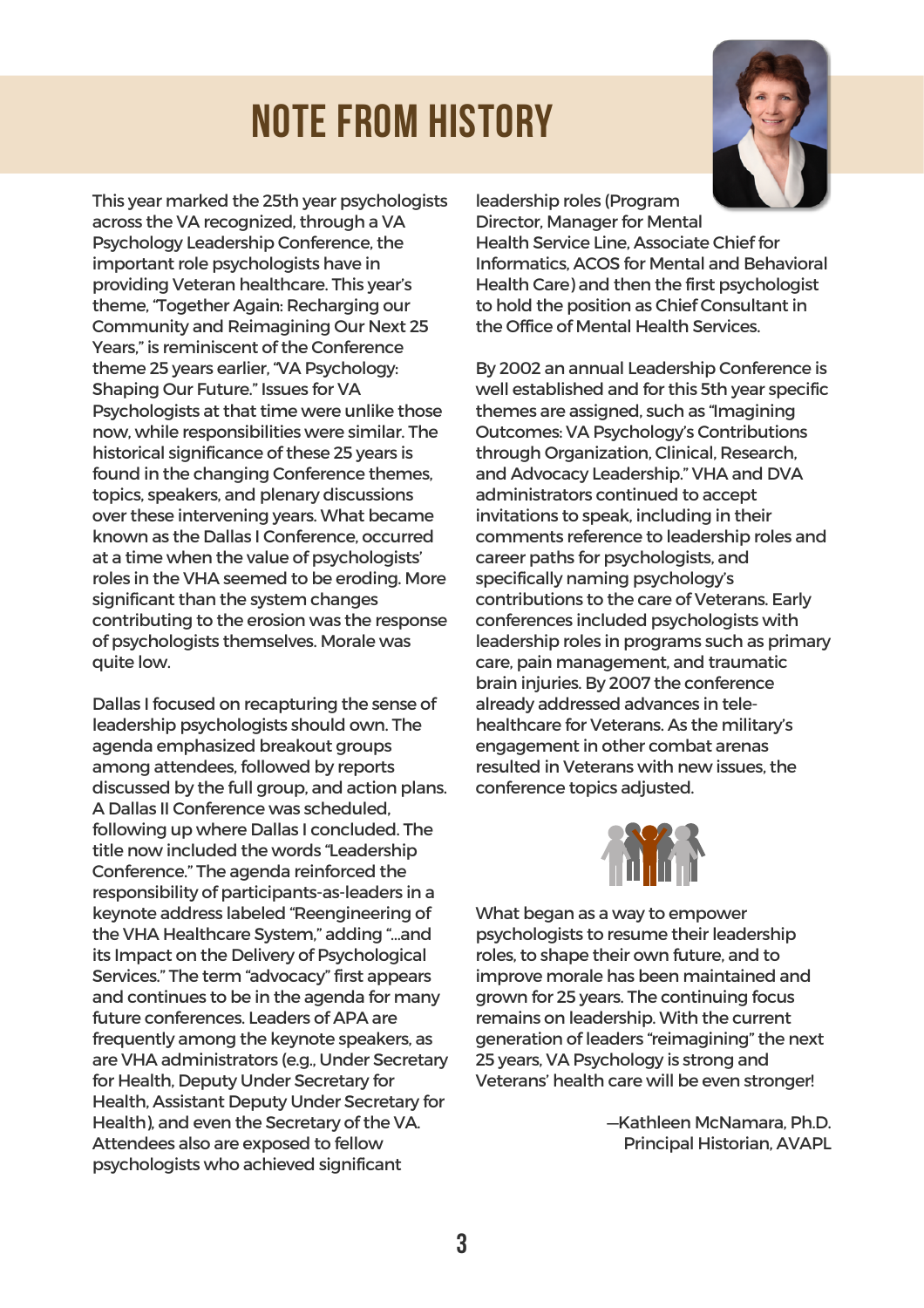# NOTE FROM HISTORY

This year marked the 25th year psychologists across the VA recognized, through a VA Psychology Leadership Conference, the important role psychologists have in providing Veteran healthcare. This year's theme, "Together Again: Recharging our Community and Reimagining Our Next 25 Years," is reminiscent of the Conference theme 25 years earlier, "VA Psychology: Shaping Our Future." Issues for VA Psychologists at that time were unlike those now, while responsibilities were similar. The historical significance of these 25 years is found in the changing Conference themes, topics, speakers, and plenary discussions over these intervening years. What became known as the Dallas I Conference, occurred at a time when the value of psychologists' roles in the VHA seemed to be eroding. More significant than the system changes contributing to the erosion was the response of psychologists themselves. Morale was quite low.

Dallas I focused on recapturing the sense of leadership psychologists should own. The agenda emphasized breakout groups among attendees, followed by reports discussed by the full group, and action plans. A Dallas II Conference was scheduled, following up where Dallas I concluded. The title now included the words "Leadership Conference." The agenda reinforced the responsibility of participants-as-leaders in a keynote address labeled "Reengineering of the VHA Healthcare System," adding "...and its Impact on the Delivery of Psychological Services." The term "advocacy" first appears and continues to be in the agenda for many future conferences. Leaders of APA are frequently among the keynote speakers, as are VHA administrators (e.g., Under Secretary for Health, Deputy Under Secretary for Health, Assistant Deputy Under Secretary for Health), and even the Secretary of the VA. Attendees also are exposed to fellow psychologists who achieved significant leadership roles (Program Director, Manager for Mental Health Service Line, Associate Chief for Informatics, ACOS for Mental and Behavioral Health Care) and then the first psychologist to hold the position as Chief Consultant in the Office of Mental Health Services.

By 2002 an annual Leadership Conference is well established and for this 5th year specific themes are assigned, such as "Imagining Outcomes: VA Psychology's Contributions through Organization, Clinical, Research, and Advocacy Leadership." VHA and DVA administrators continued to accept invitations to speak, including in their comments reference to leadership roles and career paths for psychologists, and specifically naming psychology's contributions to the care of Veterans. Early conferences included psychologists with leadership roles in programs such as primary care, pain management, and traumatic brain injuries. By 2007 the conference already addressed advances in tele-healthcare for Veterans. As the military's engagement in other combat arenas resulted in Veterans with new issues, the conference topics adjusted.

What began as a way to empower psychologists to resume their leadership roles, to shape their own future, and to improve morale has been maintained and grown for 25 years. The continuing focus remains on leadership. With the current generation of leaders "reimagining" the next 25 years, VA Psychology is strong and Veterans' health care will be even stronger!

—Kathleen McNamara, Ph.D.
Principal Historian, AVAPL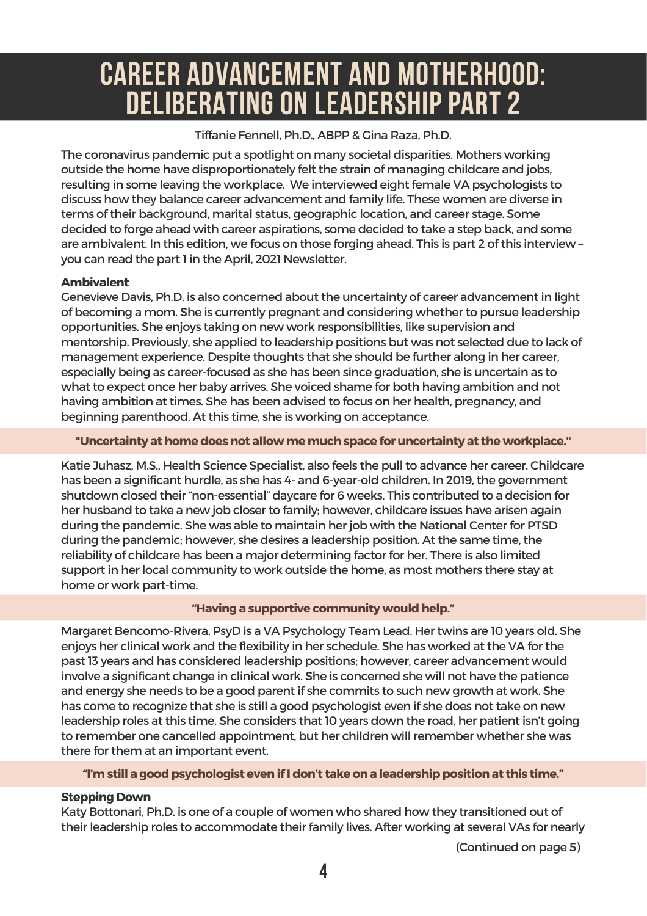# CAREER ADVANCEMENT AND MOTHERHOOD: DELIBERATING ON LEADERSHIP PART 2

Tiffanie Fennell, Ph.D., ABPP & Gina Raza, Ph.D.

The coronavirus pandemic put a spotlight on many societal disparities. Mothers working outside the home have disproportionately felt the strain of managing childcare and jobs, resulting in some leaving the workplace. We interviewed eight female VA psychologists to discuss how they balance career advancement and family life. These women are diverse in terms of their background, marital status, geographic location, and career stage. Some decided to forge ahead with career aspirations, some decided to take a step back, and some are ambivalent. In this edition, we focus on those forging ahead. This is part 2 of this interview – you can read the part 1 in the April, 2021 Newsletter.

**Ambivalent**

Genevieve Davis, Ph.D. is also concerned about the uncertainty of career advancement in light of becoming a mom. She is currently pregnant and considering whether to pursue leadership opportunities. She enjoys taking on new work responsibilities, like supervision and mentorship. Previously, she applied to leadership positions but was not selected due to lack of management experience. Despite thoughts that she should be further along in her career, especially being as career-focused as she has been since graduation, she is uncertain as to what to expect once her baby arrives. She voiced shame for both having ambition and not having ambition at times. She has been advised to focus on her health, pregnancy, and beginning parenthood. At this time, she is working on acceptance.

**"Uncertainty at home does not allow me much space for uncertainty at the workplace."**

Katie Juhasz, M.S., Health Science Specialist, also feels the pull to advance her career. Childcare has been a significant hurdle, as she has 4- and 6-year-old children. In 2019, the government shutdown closed their "non-essential" daycare for 6 weeks. This contributed to a decision for her husband to take a new job closer to family; however, childcare issues have arisen again during the pandemic. She was able to maintain her job with the National Center for PTSD during the pandemic; however, she desires a leadership position. At the same time, the reliability of childcare has been a major determining factor for her. There is also limited support in her local community to work outside the home, as most mothers there stay at home or work part-time.

**"Having a supportive community would help."**

Margaret Bencomo-Rivera, PsyD is a VA Psychology Team Lead. Her twins are 10 years old. She enjoys her clinical work and the flexibility in her schedule. She has worked at the VA for the past 13 years and has considered leadership positions; however, career advancement would involve a significant change in clinical work. She is concerned she will not have the patience and energy she needs to be a good parent if she commits to such new growth at work. She has come to recognize that she is still a good psychologist even if she does not take on new leadership roles at this time. She considers that 10 years down the road, her patient isn't going to remember one cancelled appointment, but her children will remember whether she was there for them at an important event.

**"I'm still a good psychologist even if I don't take on a leadership position at this time."**

**Stepping Down**

Katy Bottonari, Ph.D. is one of a couple of women who shared how they transitioned out of their leadership roles to accommodate their family lives. After working at several VAs for nearly

(Continued on page 5)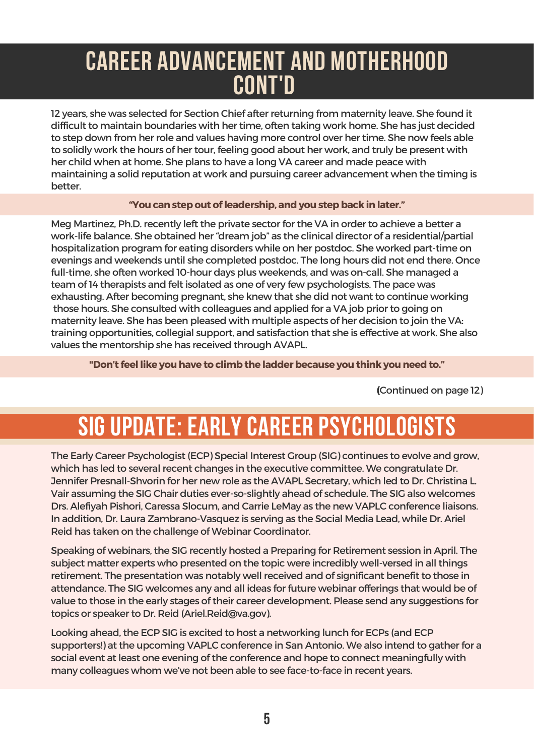# CAREER ADVANCEMENT AND MOTHERHOOD CONT'D

12 years, she was selected for Section Chief after returning from maternity leave. She found it difficult to maintain boundaries with her time, often taking work home. She has just decided to step down from her role and values having more control over her time. She now feels able to solidly work the hours of her tour, feeling good about her work, and truly be present with her child when at home. She plans to have a long VA career and made peace with maintaining a solid reputation at work and pursuing career advancement when the timing is better.

**"You can step out of leadership, and you step back in later."**

Meg Martinez, Ph.D. recently left the private sector for the VA in order to achieve a better a work-life balance. She obtained her "dream job" as the clinical director of a residential/partial hospitalization program for eating disorders while on her postdoc. She worked part-time on evenings and weekends until she completed postdoc. The long hours did not end there. Once full-time, she often worked 10-hour days plus weekends, and was on-call. She managed a team of 14 therapists and felt isolated as one of very few psychologists. The pace was exhausting. After becoming pregnant, she knew that she did not want to continue working those hours. She consulted with colleagues and applied for a VA job prior to going on maternity leave. She has been pleased with multiple aspects of her decision to join the VA: training opportunities, collegial support, and satisfaction that she is effective at work. She also values the mentorship she has received through AVAPL.

**"Don't feel like you have to climb the ladder because you think you need to."**

**(**Continued on page 12)

# SIG UPDATE: EARLY CAREER PSYCHOLOGISTS

The Early Career Psychologist (ECP) Special Interest Group (SIG) continues to evolve and grow, which has led to several recent changes in the executive committee. We congratulate Dr. Jennifer Presnall-Shvorin for her new role as the AVAPL Secretary, which led to Dr. Christina L. Vair assuming the SIG Chair duties ever-so-slightly ahead of schedule. The SIG also welcomes Drs. Alefiyah Pishori, Caressa Slocum, and Carrie LeMay as the new VAPLC conference liaisons. In addition, Dr. Laura Zambrano-Vasquez is serving as the Social Media Lead, while Dr. Ariel Reid has taken on the challenge of Webinar Coordinator.

Speaking of webinars, the SIG recently hosted a Preparing for Retirement session in April. The subject matter experts who presented on the topic were incredibly well-versed in all things retirement. The presentation was notably well received and of significant benefit to those in attendance. The SIG welcomes any and all ideas for future webinar offerings that would be of value to those in the early stages of their career development. Please send any suggestions for topics or speaker to Dr. Reid (Ariel.Reid@va.gov).

Looking ahead, the ECP SIG is excited to host a networking lunch for ECPs (and ECP supporters!) at the upcoming VAPLC conference in San Antonio. We also intend to gather for a social event at least one evening of the conference and hope to connect meaningfully with many colleagues whom we've not been able to see face-to-face in recent years.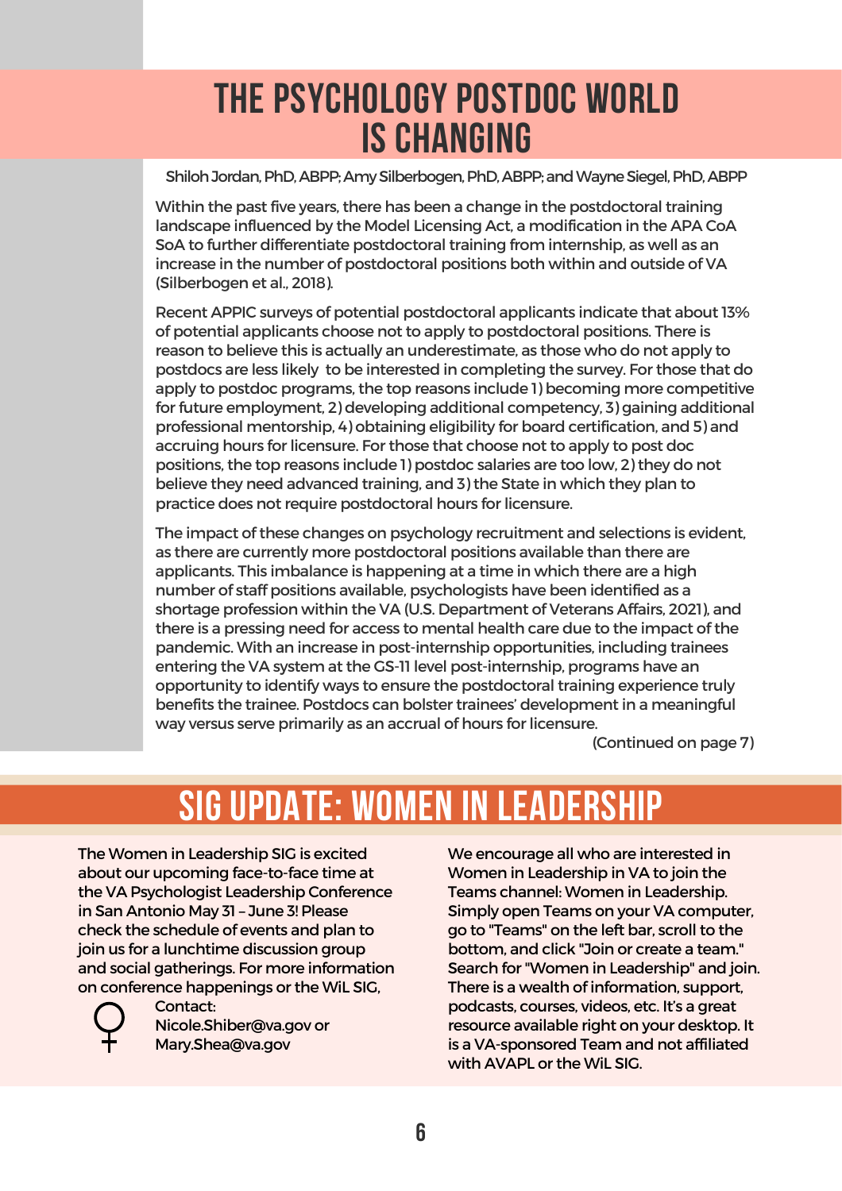# THE PSYCHOLOGY POSTDOC WORLD IS CHANGING

Shiloh Jordan, PhD, ABPP; Amy Silberbogen, PhD, ABPP; and Wayne Siegel, PhD, ABPP

Within the past five years, there has been a change in the postdoctoral training landscape influenced by the Model Licensing Act, a modification in the APA CoA SoA to further differentiate postdoctoral training from internship, as well as an increase in the number of postdoctoral positions both within and outside of VA (Silberbogen et al., 2018).

Recent APPIC surveys of potential postdoctoral applicants indicate that about 13% of potential applicants choose not to apply to postdoctoral positions. There is reason to believe this is actually an underestimate, as those who do not apply to postdocs are less likely to be interested in completing the survey. For those that do apply to postdoc programs, the top reasons include 1) becoming more competitive for future employment, 2) developing additional competency, 3) gaining additional professional mentorship, 4) obtaining eligibility for board certification, and 5) and accruing hours for licensure. For those that choose not to apply to post doc positions, the top reasons include 1) postdoc salaries are too low, 2) they do not believe they need advanced training, and 3) the State in which they plan to practice does not require postdoctoral hours for licensure.

The impact of these changes on psychology recruitment and selections is evident, as there are currently more postdoctoral positions available than there are applicants. This imbalance is happening at a time in which there are a high number of staff positions available, psychologists have been identified as a shortage profession within the VA (U.S. Department of Veterans Affairs, 2021), and there is a pressing need for access to mental health care due to the impact of the pandemic. With an increase in post-internship opportunities, including trainees entering the VA system at the GS-11 level post-internship, programs have an opportunity to identify ways to ensure the postdoctoral training experience truly benefits the trainee. Postdocs can bolster trainees' development in a meaningful way versus serve primarily as an accrual of hours for licensure.

(Continued on page 7)

# SIG UPDATE: WOMEN IN LEADERSHIP

The Women in Leadership SIG is excited about our upcoming face-to-face time at the VA Psychologist Leadership Conference in San Antonio May 31 – June 3! Please check the schedule of events and plan to join us for a lunchtime discussion group and social gatherings. For more information on conference happenings or the WiL SIG, Contact: Nicole.Shiber@va.gov or Mary.Shea@va.gov

We encourage all who are interested in Women in Leadership in VA to join the Teams channel: Women in Leadership. Simply open Teams on your VA computer, go to "Teams" on the left bar, scroll to the bottom, and click "Join or create a team." Search for "Women in Leadership" and join. There is a wealth of information, support, podcasts, courses, videos, etc. It's a great resource available right on your desktop. It is a VA-sponsored Team and not affiliated with AVAPL or the WiL SIG.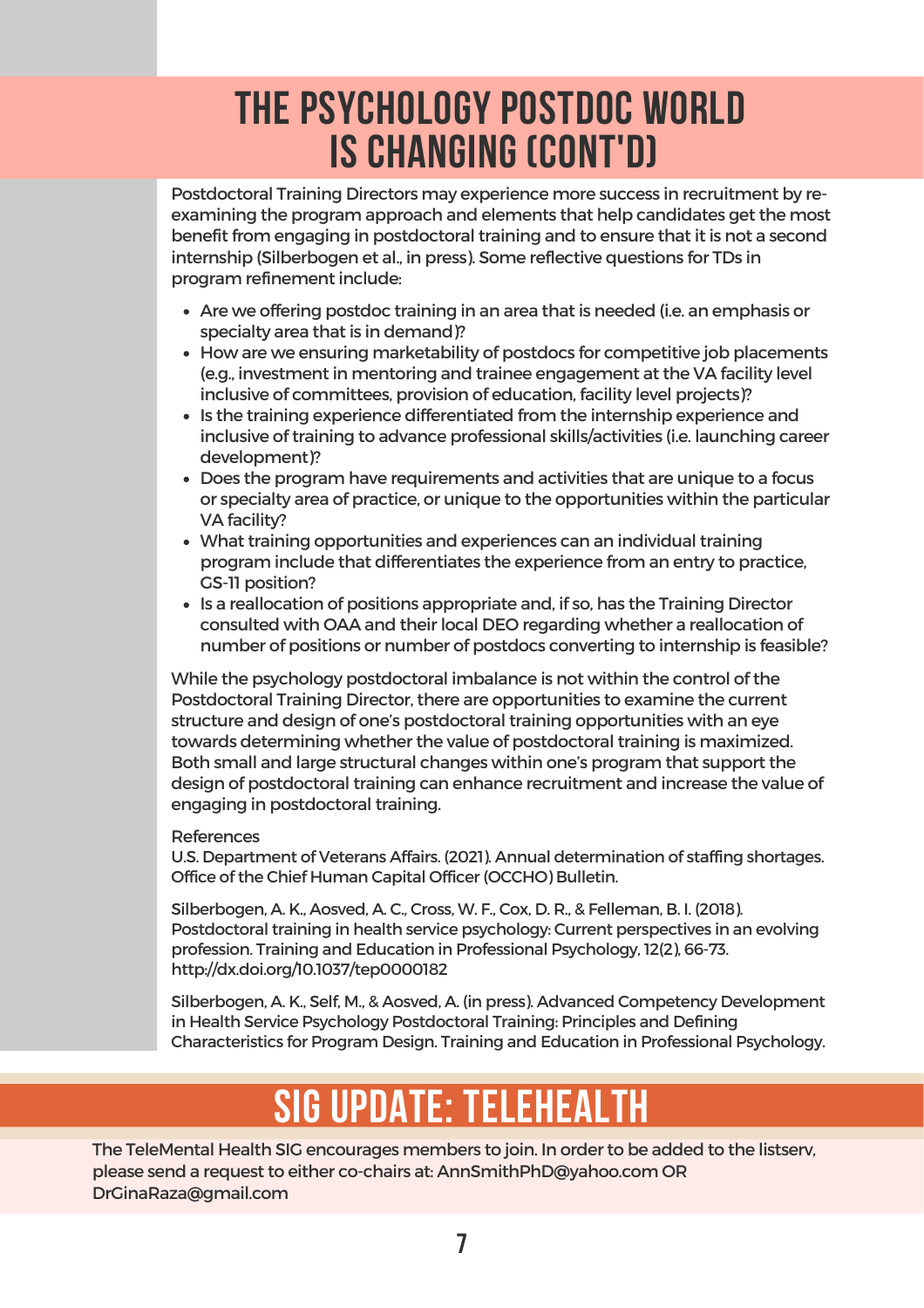# THE PSYCHOLOGY POSTDOC WORLD IS CHANGING (CONT'D)

Postdoctoral Training Directors may experience more success in recruitment by re-examining the program approach and elements that help candidates get the most benefit from engaging in postdoctoral training and to ensure that it is not a second internship (Silberbogen et al., in press). Some reflective questions for TDs in program refinement include:

- Are we offering postdoc training in an area that is needed (i.e. an emphasis or specialty area that is in demand)?
- How are we ensuring marketability of postdocs for competitive job placements (e.g., investment in mentoring and trainee engagement at the VA facility level inclusive of committees, provision of education, facility level projects)?
- Is the training experience differentiated from the internship experience and inclusive of training to advance professional skills/activities (i.e. launching career development)?
- Does the program have requirements and activities that are unique to a focus or specialty area of practice, or unique to the opportunities within the particular VA facility?
- What training opportunities and experiences can an individual training program include that differentiates the experience from an entry to practice, GS-11 position?
- Is a reallocation of positions appropriate and, if so, has the Training Director consulted with OAA and their local DEO regarding whether a reallocation of number of positions or number of postdocs converting to internship is feasible?

While the psychology postdoctoral imbalance is not within the control of the Postdoctoral Training Director, there are opportunities to examine the current structure and design of one's postdoctoral training opportunities with an eye towards determining whether the value of postdoctoral training is maximized. Both small and large structural changes within one's program that support the design of postdoctoral training can enhance recruitment and increase the value of engaging in postdoctoral training.

References

U.S. Department of Veterans Affairs. (2021). Annual determination of staffing shortages. Office of the Chief Human Capital Officer (OCCHO) Bulletin.

Silberbogen, A. K., Aosved, A. C., Cross, W. F., Cox, D. R., & Felleman, B. I. (2018). Postdoctoral training in health service psychology: Current perspectives in an evolving profession. Training and Education in Professional Psychology, 12(2), 66-73. http://dx.doi.org/10.1037/tep0000182

Silberbogen, A. K., Self, M., & Aosved, A. (in press). Advanced Competency Development in Health Service Psychology Postdoctoral Training: Principles and Defining Characteristics for Program Design. Training and Education in Professional Psychology.

# SIG UPDATE: TELEHEALTH

The TeleMental Health SIG encourages members to join. In order to be added to the listserv, please send a request to either co-chairs at: AnnSmithPhD@yahoo.com OR DrGinaRaza@gmail.com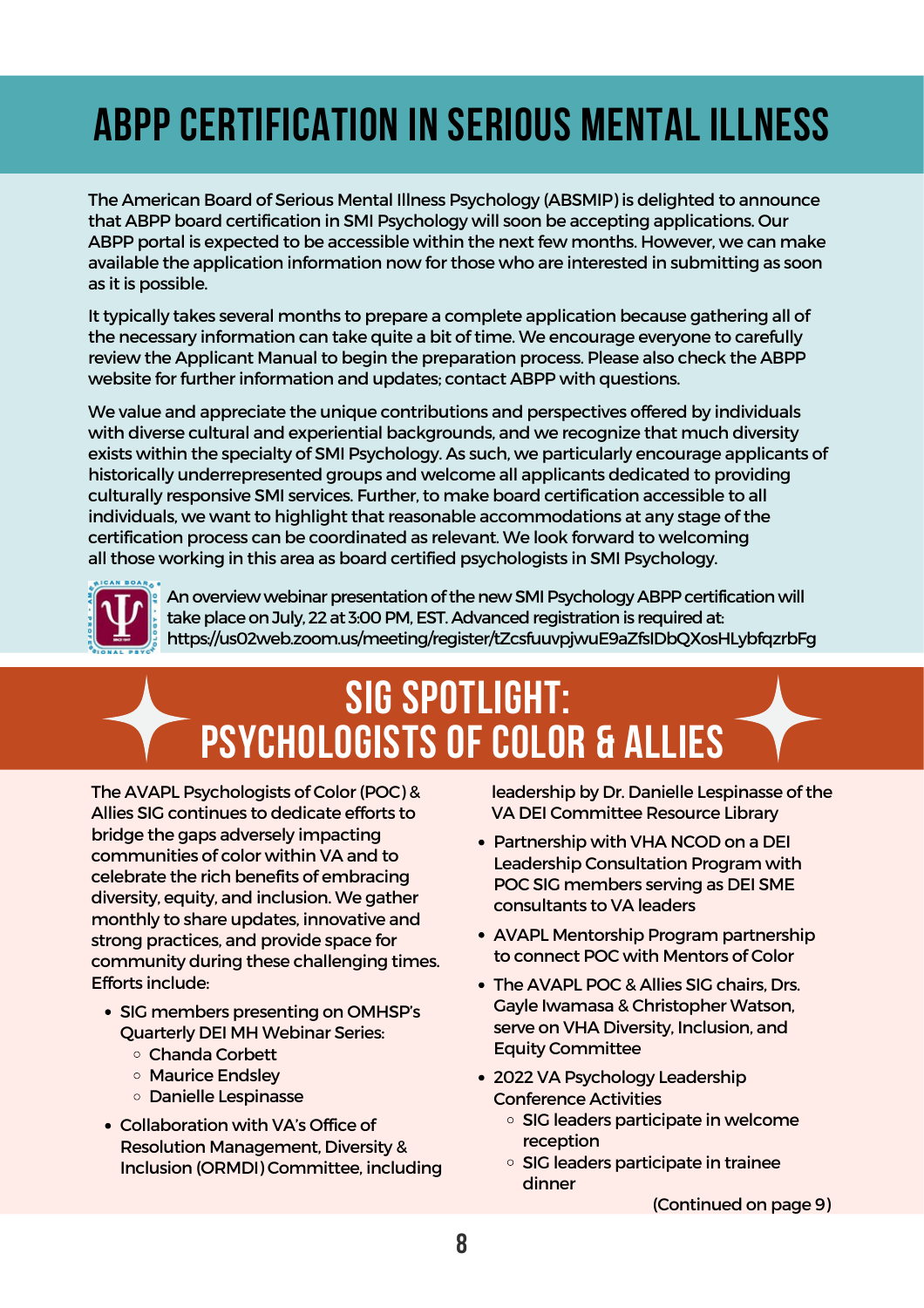# ABPP CERTIFICATION IN SERIOUS MENTAL ILLNESS

The American Board of Serious Mental Illness Psychology (ABSMIP) is delighted to announce that ABPP board certification in SMI Psychology will soon be accepting applications. Our ABPP portal is expected to be accessible within the next few months. However, we can make available the application information now for those who are interested in submitting as soon as it is possible.

It typically takes several months to prepare a complete application because gathering all of the necessary information can take quite a bit of time. We encourage everyone to carefully review the Applicant Manual to begin the preparation process. Please also check the ABPP website for further information and updates; contact ABPP with questions.

We value and appreciate the unique contributions and perspectives offered by individuals with diverse cultural and experiential backgrounds, and we recognize that much diversity exists within the specialty of SMI Psychology. As such, we particularly encourage applicants of historically underrepresented groups and welcome all applicants dedicated to providing culturally responsive SMI services. Further, to make board certification accessible to all individuals, we want to highlight that reasonable accommodations at any stage of the certification process can be coordinated as relevant. We look forward to welcoming all those working in this area as board certified psychologists in SMI Psychology.

An overview webinar presentation of the new SMI Psychology ABPP certification will take place on July, 22 at 3:00 PM, EST. Advanced registration is required at: https://us02web.zoom.us/meeting/register/tZcsfuuvpjwuE9aZfslDbQXosHLybfqzrbFg

# SIG SPOTLIGHT: PSYCHOLOGISTS OF COLOR & ALLIES

The AVAPL Psychologists of Color (POC) & Allies SIG continues to dedicate efforts to bridge the gaps adversely impacting communities of color within VA and to celebrate the rich benefits of embracing diversity, equity, and inclusion. We gather monthly to share updates, innovative and strong practices, and provide space for community during these challenging times. Efforts include:

- SIG members presenting on OMHSP's Quarterly DEI MH Webinar Series:
  - Chanda Corbett
  - Maurice Endsley
  - Danielle Lespinasse
- Collaboration with VA's Office of Resolution Management, Diversity & Inclusion (ORMDI) Committee, including leadership by Dr. Danielle Lespinasse of the VA DEI Committee Resource Library
- Partnership with VHA NCOD on a DEI Leadership Consultation Program with POC SIG members serving as DEI SME consultants to VA leaders
- AVAPL Mentorship Program partnership to connect POC with Mentors of Color
- The AVAPL POC & Allies SIG chairs, Drs. Gayle Iwamasa & Christopher Watson, serve on VHA Diversity, Inclusion, and Equity Committee
- 2022 VA Psychology Leadership Conference Activities
  - SIG leaders participate in welcome reception
  - SIG leaders participate in trainee dinner

(Continued on page 9)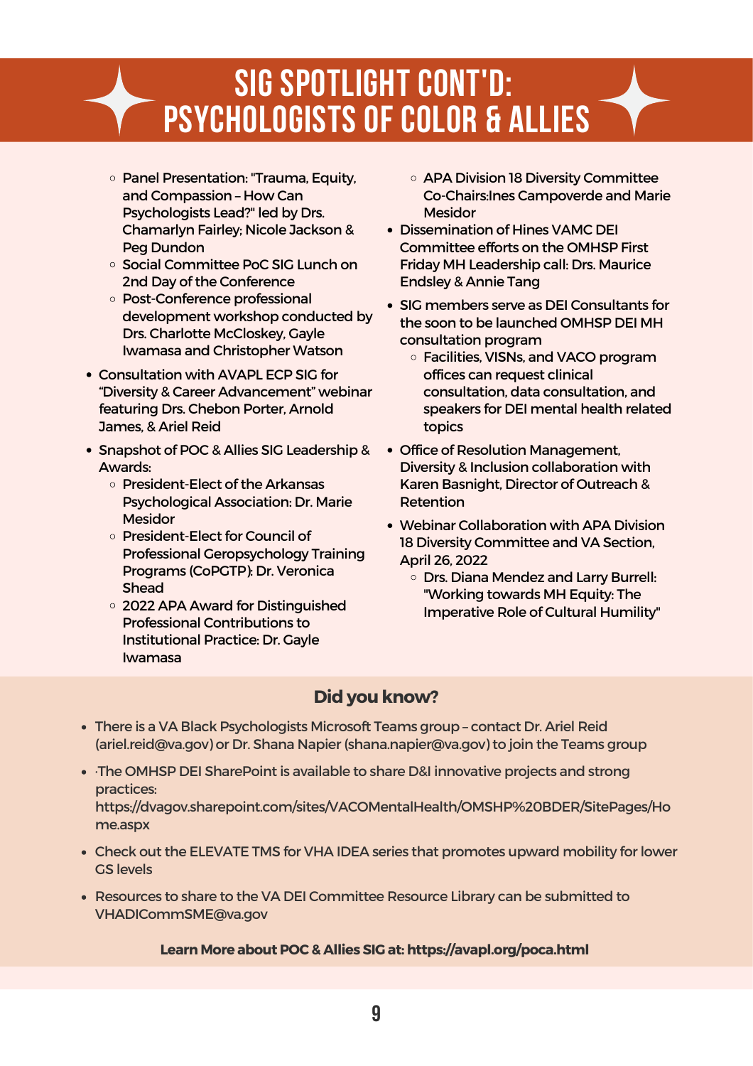# SIG SPOTLIGHT CONT'D: PSYCHOLOGISTS OF COLOR & ALLIES

- Panel Presentation: "Trauma, Equity, and Compassion – How Can Psychologists Lead?" led by Drs. Chamarlyn Fairley; Nicole Jackson & Peg Dundon
  - Social Committee PoC SIG Lunch on 2nd Day of the Conference
  - Post-Conference professional development workshop conducted by Drs. Charlotte McCloskey, Gayle Iwamasa and Christopher Watson
- Consultation with AVAPL ECP SIG for "Diversity & Career Advancement" webinar featuring Drs. Chebon Porter, Arnold James, & Ariel Reid
- Snapshot of POC & Allies SIG Leadership & Awards:
  - President-Elect of the Arkansas Psychological Association: Dr. Marie Mesidor
  - President-Elect for Council of Professional Geropsychology Training Programs (CoPGTP): Dr. Veronica Shead
  - 2022 APA Award for Distinguished Professional Contributions to Institutional Practice: Dr. Gayle Iwamasa
  - APA Division 18 Diversity Committee Co-Chairs:Ines Campoverde and Marie Mesidor
- Dissemination of Hines VAMC DEI Committee efforts on the OMHSP First Friday MH Leadership call: Drs. Maurice Endsley & Annie Tang
- SIG members serve as DEI Consultants for the soon to be launched OMHSP DEI MH consultation program
  - Facilities, VISNs, and VACO program offices can request clinical consultation, data consultation, and speakers for DEI mental health related topics
- Office of Resolution Management, Diversity & Inclusion collaboration with Karen Basnight, Director of Outreach & Retention
- Webinar Collaboration with APA Division 18 Diversity Committee and VA Section, April 26, 2022
  - Drs. Diana Mendez and Larry Burrell: "Working towards MH Equity: The Imperative Role of Cultural Humility"

## Did you know?

- There is a VA Black Psychologists Microsoft Teams group – contact Dr. Ariel Reid (ariel.reid@va.gov) or Dr. Shana Napier (shana.napier@va.gov) to join the Teams group
- ·The OMHSP DEI SharePoint is available to share D&I innovative projects and strong practices: https://dvagov.sharepoint.com/sites/VACOMentalHealth/OMSHP%20BDER/SitePages/Home.aspx
- Check out the ELEVATE TMS for VHA IDEA series that promotes upward mobility for lower GS levels
- Resources to share to the VA DEI Committee Resource Library can be submitted to VHADICommSME@va.gov

**Learn More about POC & Allies SIG at: https://avapl.org/poca.html**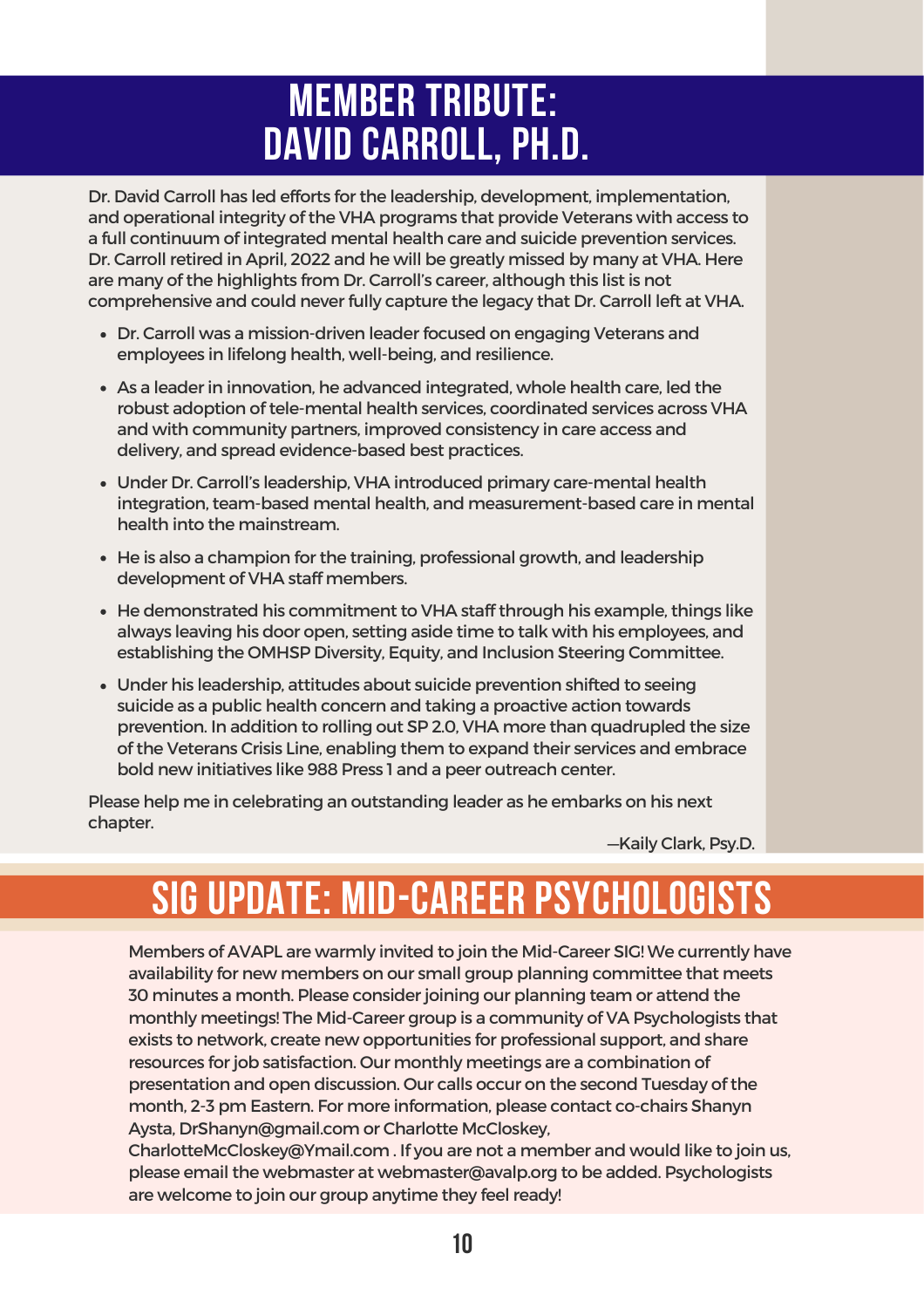# MEMBER TRIBUTE: DAVID CARROLL, PH.D.

Dr. David Carroll has led efforts for the leadership, development, implementation, and operational integrity of the VHA programs that provide Veterans with access to a full continuum of integrated mental health care and suicide prevention services. Dr. Carroll retired in April, 2022 and he will be greatly missed by many at VHA. Here are many of the highlights from Dr. Carroll's career, although this list is not comprehensive and could never fully capture the legacy that Dr. Carroll left at VHA.

- Dr. Carroll was a mission-driven leader focused on engaging Veterans and employees in lifelong health, well-being, and resilience.
- As a leader in innovation, he advanced integrated, whole health care, led the robust adoption of tele-mental health services, coordinated services across VHA and with community partners, improved consistency in care access and delivery, and spread evidence-based best practices.
- Under Dr. Carroll's leadership, VHA introduced primary care-mental health integration, team-based mental health, and measurement-based care in mental health into the mainstream.
- He is also a champion for the training, professional growth, and leadership development of VHA staff members.
- He demonstrated his commitment to VHA staff through his example, things like always leaving his door open, setting aside time to talk with his employees, and establishing the OMHSP Diversity, Equity, and Inclusion Steering Committee.
- Under his leadership, attitudes about suicide prevention shifted to seeing suicide as a public health concern and taking a proactive action towards prevention. In addition to rolling out SP 2.0, VHA more than quadrupled the size of the Veterans Crisis Line, enabling them to expand their services and embrace bold new initiatives like 988 Press 1 and a peer outreach center.

Please help me in celebrating an outstanding leader as he embarks on his next chapter.

—Kaily Clark, Psy.D.

# SIG UPDATE: MID-CAREER PSYCHOLOGISTS

Members of AVAPL are warmly invited to join the Mid-Career SIG! We currently have availability for new members on our small group planning committee that meets 30 minutes a month. Please consider joining our planning team or attend the monthly meetings! The Mid-Career group is a community of VA Psychologists that exists to network, create new opportunities for professional support, and share resources for job satisfaction. Our monthly meetings are a combination of presentation and open discussion. Our calls occur on the second Tuesday of the month, 2-3 pm Eastern. For more information, please contact co-chairs Shanyn Aysta, DrShanyn@gmail.com or Charlotte McCloskey, CharlotteMcCloskey@Ymail.com . If you are not a member and would like to join us, please email the webmaster at webmaster@avalp.org to be added. Psychologists are welcome to join our group anytime they feel ready!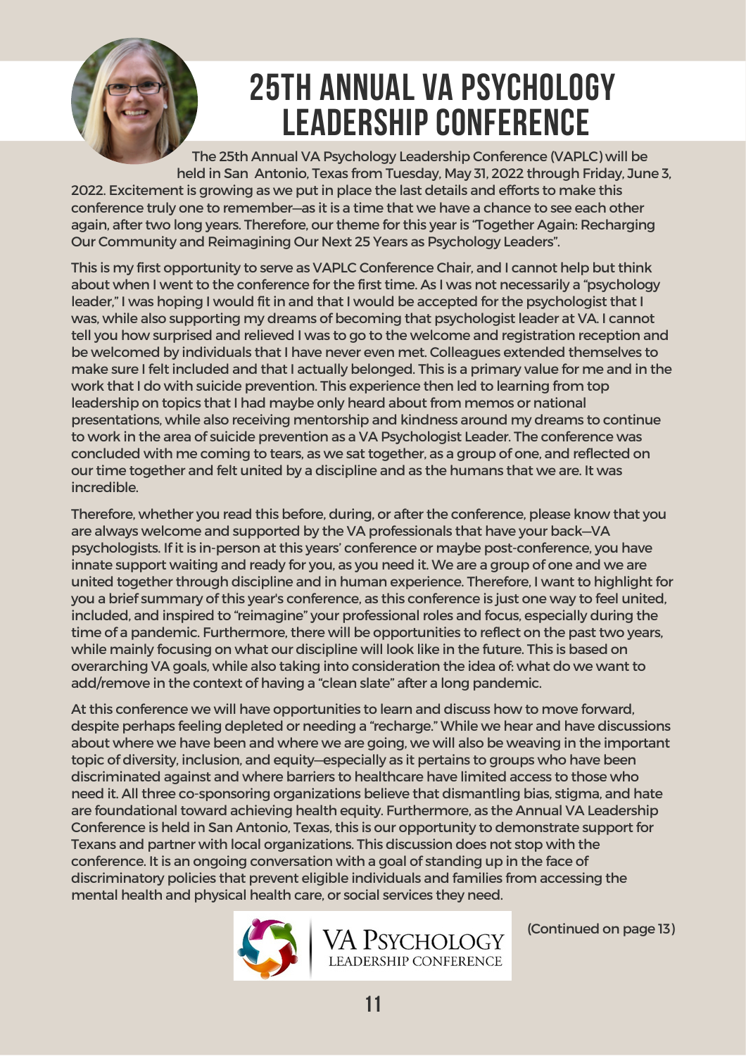# 25TH ANNUAL VA PSYCHOLOGY LEADERSHIP CONFERENCE

The 25th Annual VA Psychology Leadership Conference (VAPLC) will be held in San Antonio, Texas from Tuesday, May 31, 2022 through Friday, June 3, 2022. Excitement is growing as we put in place the last details and efforts to make this conference truly one to remember—as it is a time that we have a chance to see each other again, after two long years. Therefore, our theme for this year is "Together Again: Recharging Our Community and Reimagining Our Next 25 Years as Psychology Leaders".

This is my first opportunity to serve as VAPLC Conference Chair, and I cannot help but think about when I went to the conference for the first time. As I was not necessarily a "psychology leader," I was hoping I would fit in and that I would be accepted for the psychologist that I was, while also supporting my dreams of becoming that psychologist leader at VA. I cannot tell you how surprised and relieved I was to go to the welcome and registration reception and be welcomed by individuals that I have never even met. Colleagues extended themselves to make sure I felt included and that I actually belonged. This is a primary value for me and in the work that I do with suicide prevention. This experience then led to learning from top leadership on topics that I had maybe only heard about from memos or national presentations, while also receiving mentorship and kindness around my dreams to continue to work in the area of suicide prevention as a VA Psychologist Leader. The conference was concluded with me coming to tears, as we sat together, as a group of one, and reflected on our time together and felt united by a discipline and as the humans that we are. It was incredible.

Therefore, whether you read this before, during, or after the conference, please know that you are always welcome and supported by the VA professionals that have your back—VA psychologists. If it is in-person at this years' conference or maybe post-conference, you have innate support waiting and ready for you, as you need it. We are a group of one and we are united together through discipline and in human experience. Therefore, I want to highlight for you a brief summary of this year's conference, as this conference is just one way to feel united, included, and inspired to "reimagine" your professional roles and focus, especially during the time of a pandemic. Furthermore, there will be opportunities to reflect on the past two years, while mainly focusing on what our discipline will look like in the future. This is based on overarching VA goals, while also taking into consideration the idea of: what do we want to add/remove in the context of having a "clean slate" after a long pandemic.

At this conference we will have opportunities to learn and discuss how to move forward, despite perhaps feeling depleted or needing a "recharge." While we hear and have discussions about where we have been and where we are going, we will also be weaving in the important topic of diversity, inclusion, and equity—especially as it pertains to groups who have been discriminated against and where barriers to healthcare have limited access to those who need it. All three co-sponsoring organizations believe that dismantling bias, stigma, and hate are foundational toward achieving health equity. Furthermore, as the Annual VA Leadership Conference is held in San Antonio, Texas, this is our opportunity to demonstrate support for Texans and partner with local organizations. This discussion does not stop with the conference. It is an ongoing conversation with a goal of standing up in the face of discriminatory policies that prevent eligible individuals and families from accessing the mental health and physical health care, or social services they need.

VA Psychology Leadership Conference

(Continued on page 13)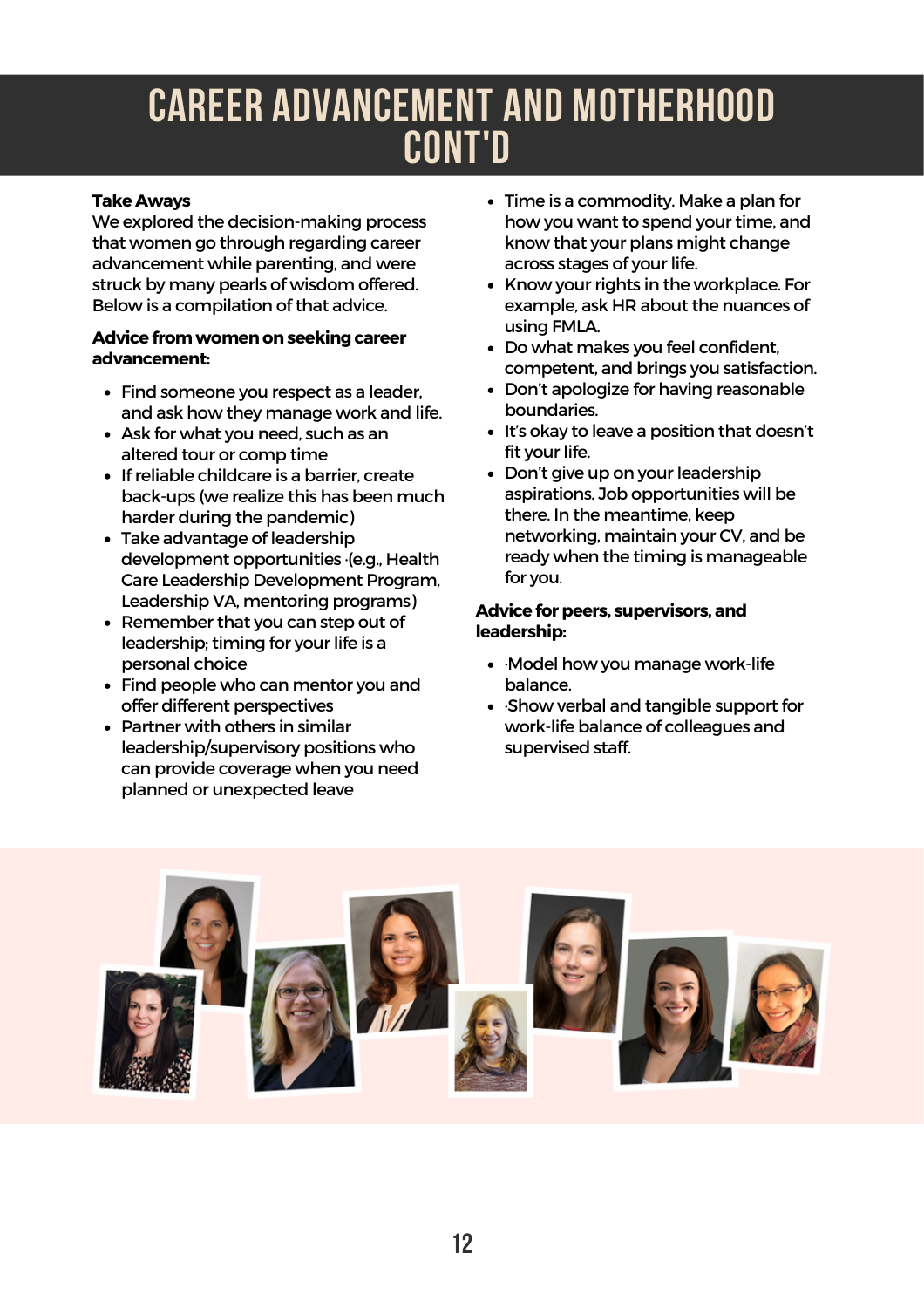# CAREER ADVANCEMENT AND MOTHERHOOD CONT'D

**Take Aways**
We explored the decision-making process that women go through regarding career advancement while parenting, and were struck by many pearls of wisdom offered. Below is a compilation of that advice.

**Advice from women on seeking career advancement:**

- Find someone you respect as a leader, and ask how they manage work and life.
- Ask for what you need, such as an altered tour or comp time
- If reliable childcare is a barrier, create back-ups (we realize this has been much harder during the pandemic)
- Take advantage of leadership development opportunities ·(e.g., Health Care Leadership Development Program, Leadership VA, mentoring programs)
- Remember that you can step out of leadership; timing for your life is a personal choice
- Find people who can mentor you and offer different perspectives
- Partner with others in similar leadership/supervisory positions who can provide coverage when you need planned or unexpected leave
- Time is a commodity. Make a plan for how you want to spend your time, and know that your plans might change across stages of your life.
- Know your rights in the workplace. For example, ask HR about the nuances of using FMLA.
- Do what makes you feel confident, competent, and brings you satisfaction.
- Don't apologize for having reasonable boundaries.
- It's okay to leave a position that doesn't fit your life.
- Don't give up on your leadership aspirations. Job opportunities will be there. In the meantime, keep networking, maintain your CV, and be ready when the timing is manageable for you.

**Advice for peers, supervisors, and leadership:**

- ·Model how you manage work-life balance.
- ·Show verbal and tangible support for work-life balance of colleagues and supervised staff.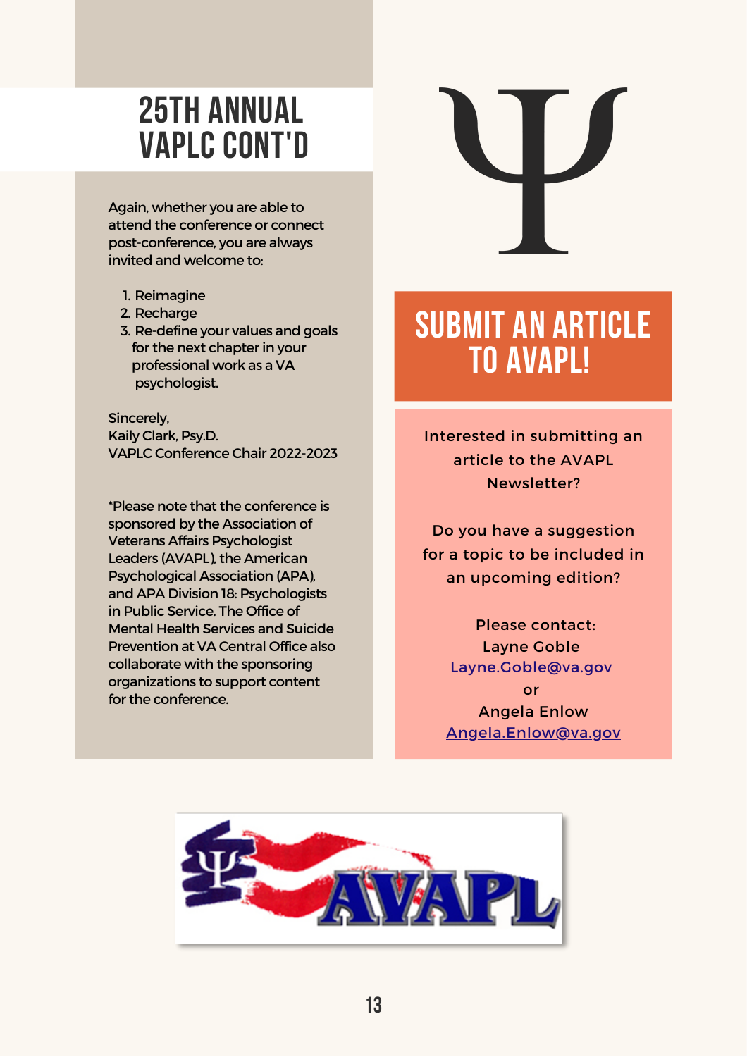## 25TH ANNUAL VAPLC CONT'D

Again, whether you are able to attend the conference or connect post-conference, you are always invited and welcome to:

1. Reimagine
2. Recharge
3. Re-define your values and goals for the next chapter in your professional work as a VA psychologist.

Sincerely,
Kaily Clark, Psy.D.
VAPLC Conference Chair 2022-2023

*Please note that the conference is sponsored by the Association of Veterans Affairs Psychologist Leaders (AVAPL), the American Psychological Association (APA), and APA Division 18: Psychologists in Public Service. The Office of Mental Health Services and Suicide Prevention at VA Central Office also collaborate with the sponsoring organizations to support content for the conference.

## SUBMIT AN ARTICLE TO AVAPL!

Interested in submitting an article to the AVAPL Newsletter?

Do you have a suggestion for a topic to be included in an upcoming edition?

Please contact:
Layne Goble
Layne.Goble@va.gov
or
Angela Enlow
Angela.Enlow@va.gov